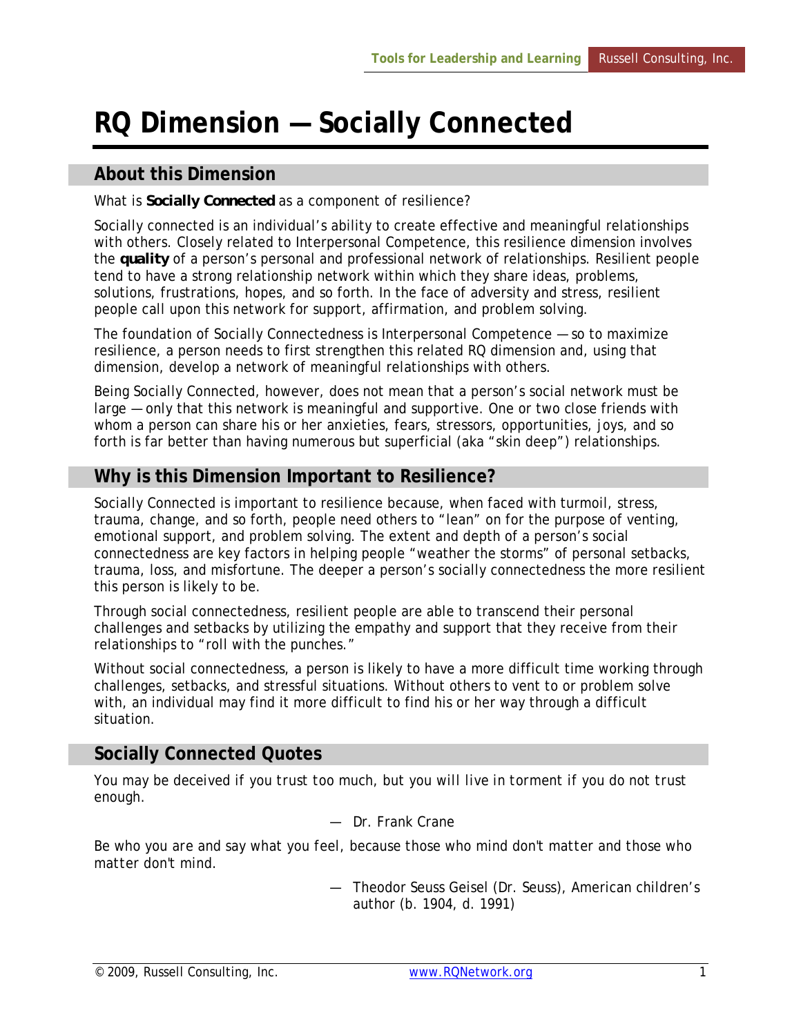# RQ Dimension — Socially Connected

## About this Dimension

What is **Socially Connected** as a component of resilience?

Socially connected is an individual's ability to create effective and meaningful relationships with others. Closely related to Interpersonal Competence, this resilience dimension involves the **quality** of a person's personal and professional network of relationships. Resilient people tend to have a strong relationship network within which they share ideas, problems, solutions, frustrations, hopes, and so forth. In the face of adversity and stress, resilient people call upon this network for support, affirmation, and problem solving.

The foundation of Socially Connectedness is Interpersonal Competence — so to maximize resilience, a person needs to first strengthen this related RQ dimension and, using that dimension, develop a network of meaningful relationships with others.

Being Socially Connected, however, does not mean that a person's social network must be large — only that this network is meaningful and supportive. One or two close friends with whom a person can share his or her anxieties, fears, stressors, opportunities, joys, and so forth is far better than having numerous but superficial (aka "skin deep") relationships.

## Why is this Dimension Important to Resilience?

Socially Connected is important to resilience because, when faced with turmoil, stress, trauma, change, and so forth, people need others to "lean" on for the purpose of venting, emotional support, and problem solving. The extent and depth of a person's social connectedness are key factors in helping people "weather the storms" of personal setbacks, trauma, loss, and misfortune. The deeper a person's socially connectedness the more resilient this person is likely to be.

Through social connectedness, resilient people are able to transcend their personal challenges and setbacks by utilizing the empathy and support that they receive from their relationships to "roll with the punches."

Without social connectedness, a person is likely to have a more difficult time working through challenges, setbacks, and stressful situations. Without others to vent to or problem solve with, an individual may find it more difficult to find his or her way through a difficult situation.

## Socially Connected Quotes

You may be deceived if you trust too much, but you will live in torment if you do not trust enough.

— Dr. Frank Crane

Be who you are and say what you feel, because those who mind don't matter and those who matter don't mind.

— Theodor Seuss Geisel (Dr. Seuss), American children's author (b. 1904, d. 1991)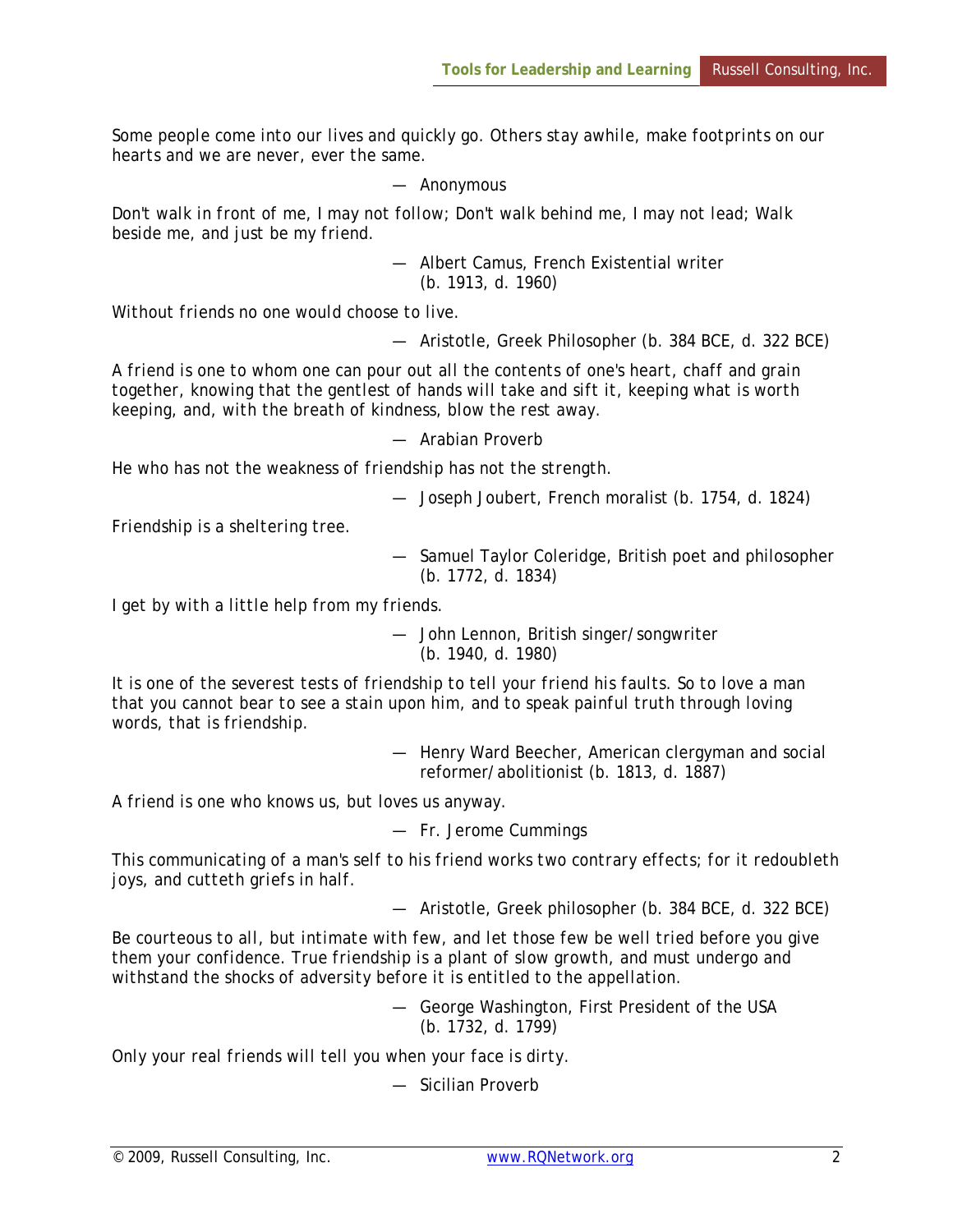Some people come into our lives and quickly go. Others stay awhile, make footprints on our hearts and we are never, ever the same.

— Anonymous

Don't walk in front of me, I may not follow; Don't walk behind me, I may not lead; Walk beside me, and just be my friend.

— Albert Camus, French Existential writer (b. 1913, d. 1960)

Without friends no one would choose to live.

— Aristotle, Greek Philosopher (b. 384 BCE, d. 322 BCE)

A friend is one to whom one can pour out all the contents of one's heart, chaff and grain together, knowing that the gentlest of hands will take and sift it, keeping what is worth keeping, and, with the breath of kindness, blow the rest away.

— Arabian Proverb

He who has not the weakness of friendship has not the strength.

— Joseph Joubert, French moralist (b. 1754, d. 1824)

Friendship is a sheltering tree.

— Samuel Taylor Coleridge, British poet and philosopher (b. 1772, d. 1834)

I get by with a little help from my friends.

— John Lennon, British singer/songwriter (b. 1940, d. 1980)

It is one of the severest tests of friendship to tell your friend his faults. So to love a man that you cannot bear to see a stain upon him, and to speak painful truth through loving words, that is friendship.

— Henry Ward Beecher, American clergyman and social reformer/abolitionist (b. 1813, d. 1887)

A friend is one who knows us, but loves us anyway.

— Fr. Jerome Cummings

This communicating of a man's self to his friend works two contrary effects; for it redoubleth joys, and cutteth griefs in half.

— Aristotle, Greek philosopher (b. 384 BCE, d. 322 BCE)

Be courteous to all, but intimate with few, and let those few be well tried before you give them your confidence. True friendship is a plant of slow growth, and must undergo and withstand the shocks of adversity before it is entitled to the appellation.

— George Washington, First President of the USA (b. 1732, d. 1799)

Only your real friends will tell you when your face is dirty.

— Sicilian Proverb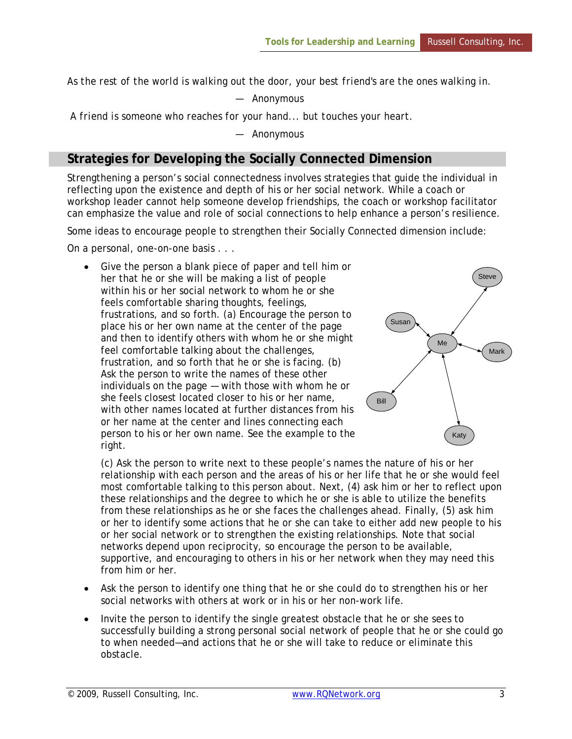As the rest of the world is walking out the door, your best friend's are the ones walking in.

— Anonymous

A friend is someone who reaches for your hand... but touches your heart.

— Anonymous

## Strategies for Developing the Socially Connected Dimension

Strengthening a person's social connectedness involves strategies that guide the individual in reflecting upon the existence and depth of his or her social network. While a coach or workshop leader cannot help someone develop friendships, the coach or workshop facilitator can emphasize the value and role of social connections to help enhance a person's resilience.

Some ideas to encourage people to strengthen their Socially Connected dimension include:

On a personal, one-on-one basis . . .

- Give the person a blank piece of paper and tell him or her that he or she will be making a list of people within his or her social network to whom he or she feels comfortable sharing thoughts, feelings, frustrations, and so forth. (a) Encourage the person to place his or her own name at the center of the page and then to identify others with whom he or she might feel comfortable talking about the challenges, frustration, and so forth that he or she is facing. (b) Ask the person to write the names of these other individuals on the page — with those with whom he or she feels closest located closer to his or her name, with other names located at further distances from his or her name at the center and lines connecting each person to his or her own name. See the example to the right.

  (c) Ask the person to write next to these people's names the nature of his or her relationship with each person and the areas of his or her life that he or she would feel most comfortable talking to this person about. Next, (4) ask him or her to reflect upon these relationships and the degree to which he or she is able to utilize the benefits from these relationships as he or she faces the challenges ahead. Finally, (5) ask him or her to identify some actions that he or she can take to either add new people to his or her social network or to strengthen the existing relationships. Note that social networks depend upon reciprocity, so encourage the person to be available, supportive, and encouraging to others in his or her network when they may need this from him or her.

- Ask the person to identify one thing that he or she could do to strengthen his or her social networks with others at work or in his or her non-work life.

- Invite the person to identify the single greatest obstacle that he or she sees to successfully building a strong personal social network of people that he or she could go to when needed—and actions that he or she will take to reduce or eliminate this obstacle.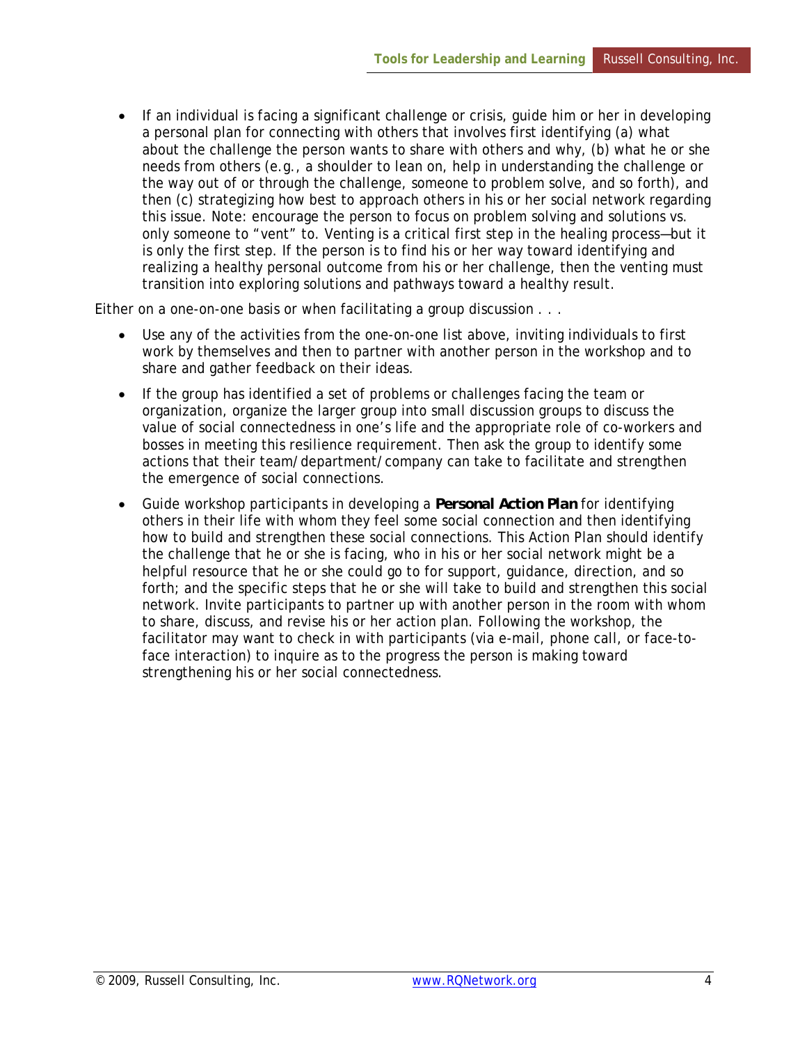- If an individual is facing a significant challenge or crisis, guide him or her in developing a personal plan for connecting with others that involves first identifying (a) what about the challenge the person wants to share with others and why, (b) what he or she needs from others (e.g., a shoulder to lean on, help in understanding the challenge or the way out of or through the challenge, someone to problem solve, and so forth), and then (c) strategizing how best to approach others in his or her social network regarding this issue. Note: encourage the person to focus on problem solving and solutions vs. only someone to "vent" to. Venting is a critical first step in the healing process—but it is only the first step. If the person is to find his or her way toward identifying and realizing a healthy personal outcome from his or her challenge, then the venting must transition into exploring solutions and pathways toward a healthy result.

Either on a one-on-one basis or when facilitating a group discussion . . .

- Use any of the activities from the one-on-one list above, inviting individuals to first work by themselves and then to partner with another person in the workshop and to share and gather feedback on their ideas.
- If the group has identified a set of problems or challenges facing the team or organization, organize the larger group into small discussion groups to discuss the value of social connectedness in one's life and the appropriate role of co-workers and bosses in meeting this resilience requirement. Then ask the group to identify some actions that their team/department/company can take to facilitate and strengthen the emergence of social connections.
- Guide workshop participants in developing a **Personal Action Plan** for identifying others in their life with whom they feel some social connection and then identifying how to build and strengthen these social connections. This Action Plan should identify the challenge that he or she is facing, who in his or her social network might be a helpful resource that he or she could go to for support, guidance, direction, and so forth; and the specific steps that he or she will take to build and strengthen this social network. Invite participants to partner up with another person in the room with whom to share, discuss, and revise his or her action plan. Following the workshop, the facilitator may want to check in with participants (via e-mail, phone call, or face-to-face interaction) to inquire as to the progress the person is making toward strengthening his or her social connectedness.